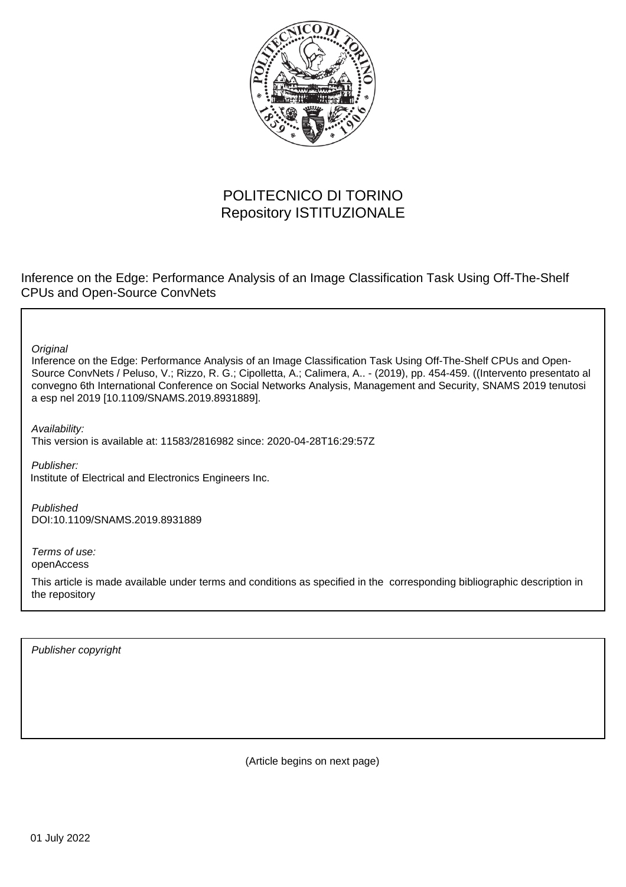POLITECNICO DI TORINO
Repository ISTITUZIONALE

Inference on the Edge: Performance Analysis of an Image Classification Task Using Off-The-Shelf CPUs and Open-Source ConvNets

*Original*

Inference on the Edge: Performance Analysis of an Image Classification Task Using Off-The-Shelf CPUs and Open-Source ConvNets / Peluso, V.; Rizzo, R. G.; Cipolletta, A.; Calimera, A.. - (2019), pp. 454-459. ((Intervento presentato al convegno 6th International Conference on Social Networks Analysis, Management and Security, SNAMS 2019 tenutosi a esp nel 2019 [10.1109/SNAMS.2019.8931889].

*Availability:*

This version is available at: 11583/2816982 since: 2020-04-28T16:29:57Z

*Publisher:*

Institute of Electrical and Electronics Engineers Inc.

*Published*

DOI:10.1109/SNAMS.2019.8931889

*Terms of use:*

openAccess

This article is made available under terms and conditions as specified in the corresponding bibliographic description in the repository

*Publisher copyright*

(Article begins on next page)

01 July 2022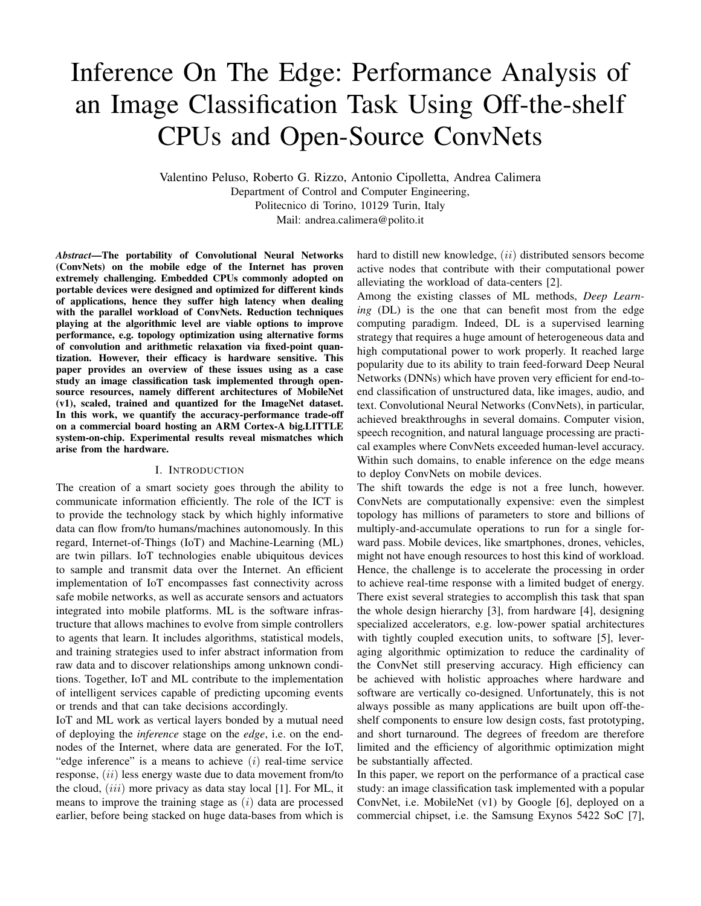# Inference On The Edge: Performance Analysis of an Image Classification Task Using Off-the-shelf CPUs and Open-Source ConvNets

Valentino Peluso, Roberto G. Rizzo, Antonio Cipolletta, Andrea Calimera
Department of Control and Computer Engineering,
Politecnico di Torino, 10129 Turin, Italy
Mail: andrea.calimera@polito.it

***Abstract*—The portability of Convolutional Neural Networks (ConvNets) on the mobile edge of the Internet has proven extremely challenging. Embedded CPUs commonly adopted on portable devices were designed and optimized for different kinds of applications, hence they suffer high latency when dealing with the parallel workload of ConvNets. Reduction techniques playing at the algorithmic level are viable options to improve performance, e.g. topology optimization using alternative forms of convolution and arithmetic relaxation via fixed-point quantization. However, their efficacy is hardware sensitive. This paper provides an overview of these issues using as a case study an image classification task implemented through open-source resources, namely different architectures of MobileNet (v1), scaled, trained and quantized for the ImageNet dataset. In this work, we quantify the accuracy-performance trade-off on a commercial board hosting an ARM Cortex-A big.LITTLE system-on-chip. Experimental results reveal mismatches which arise from the hardware.**

## I. Introduction

The creation of a smart society goes through the ability to communicate information efficiently. The role of the ICT is to provide the technology stack by which highly informative data can flow from/to humans/machines autonomously. In this regard, Internet-of-Things (IoT) and Machine-Learning (ML) are twin pillars. IoT technologies enable ubiquitous devices to sample and transmit data over the Internet. An efficient implementation of IoT encompasses fast connectivity across safe mobile networks, as well as accurate sensors and actuators integrated into mobile platforms. ML is the software infrastructure that allows machines to evolve from simple controllers to agents that learn. It includes algorithms, statistical models, and training strategies used to infer abstract information from raw data and to discover relationships among unknown conditions. Together, IoT and ML contribute to the implementation of intelligent services capable of predicting upcoming events or trends and that can take decisions accordingly.

IoT and ML work as vertical layers bonded by a mutual need of deploying the *inference* stage on the *edge*, i.e. on the end-nodes of the Internet, where data are generated. For the IoT, "edge inference" is a means to achieve $(i)$ real-time service response, $(ii)$ less energy waste due to data movement from/to the cloud, $(iii)$ more privacy as data stay local [1]. For ML, it means to improve the training stage as $(i)$ data are processed earlier, before being stacked on huge data-bases from which is hard to distill new knowledge, $(ii)$ distributed sensors become active nodes that contribute with their computational power alleviating the workload of data-centers [2].

Among the existing classes of ML methods, *Deep Learning* (DL) is the one that can benefit most from the edge computing paradigm. Indeed, DL is a supervised learning strategy that requires a huge amount of heterogeneous data and high computational power to work properly. It reached large popularity due to its ability to train feed-forward Deep Neural Networks (DNNs) which have proven very efficient for end-to-end classification of unstructured data, like images, audio, and text. Convolutional Neural Networks (ConvNets), in particular, achieved breakthroughs in several domains. Computer vision, speech recognition, and natural language processing are practical examples where ConvNets exceeded human-level accuracy. Within such domains, to enable inference on the edge means to deploy ConvNets on mobile devices.

The shift towards the edge is not a free lunch, however. ConvNets are computationally expensive: even the simplest topology has millions of parameters to store and billions of multiply-and-accumulate operations to run for a single forward pass. Mobile devices, like smartphones, drones, vehicles, might not have enough resources to host this kind of workload. Hence, the challenge is to accelerate the processing in order to achieve real-time response with a limited budget of energy. There exist several strategies to accomplish this task that span the whole design hierarchy [3], from hardware [4], designing specialized accelerators, e.g. low-power spatial architectures with tightly coupled execution units, to software [5], leveraging algorithmic optimization to reduce the cardinality of the ConvNet still preserving accuracy. High efficiency can be achieved with holistic approaches where hardware and software are vertically co-designed. Unfortunately, this is not always possible as many applications are built upon off-the-shelf components to ensure low design costs, fast prototyping, and short turnaround. The degrees of freedom are therefore limited and the efficiency of algorithmic optimization might be substantially affected.

In this paper, we report on the performance of a practical case study: an image classification task implemented with a popular ConvNet, i.e. MobileNet (v1) by Google [6], deployed on a commercial chipset, i.e. the Samsung Exynos 5422 SoC [7],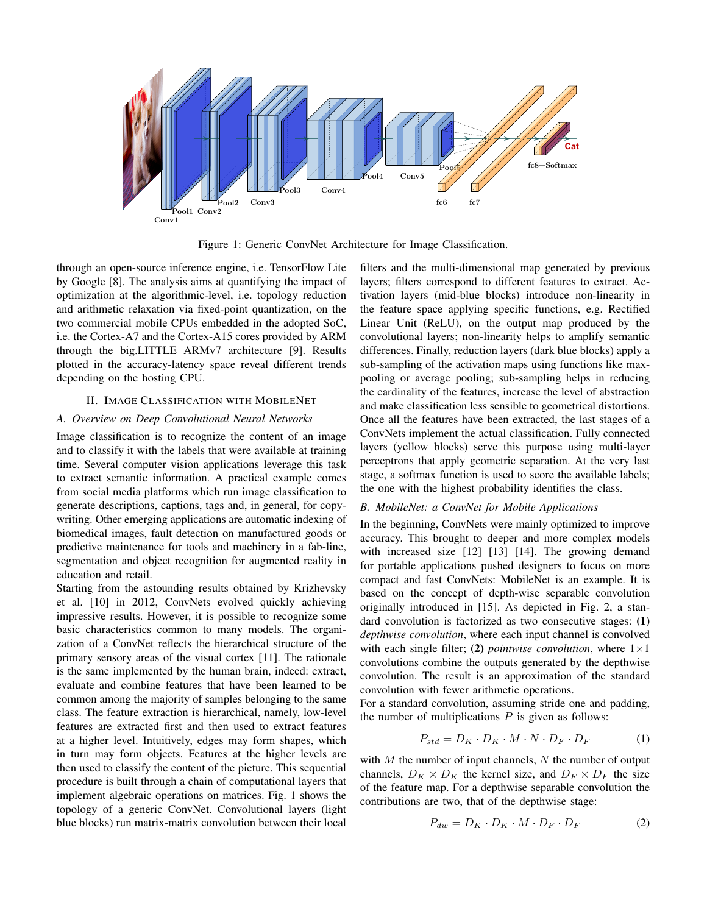Figure 1: Generic ConvNet Architecture for Image Classification.

through an open-source inference engine, i.e. TensorFlow Lite by Google [8]. The analysis aims at quantifying the impact of optimization at the algorithmic-level, i.e. topology reduction and arithmetic relaxation via fixed-point quantization, on the two commercial mobile CPUs embedded in the adopted SoC, i.e. the Cortex-A7 and the Cortex-A15 cores provided by ARM through the big.LITTLE ARMv7 architecture [9]. Results plotted in the accuracy-latency space reveal different trends depending on the hosting CPU.

## II. Image Classification with MobileNet

### A. Overview on Deep Convolutional Neural Networks

Image classification is to recognize the content of an image and to classify it with the labels that were available at training time. Several computer vision applications leverage this task to extract semantic information. A practical example comes from social media platforms which run image classification to generate descriptions, captions, tags and, in general, for copywriting. Other emerging applications are automatic indexing of biomedical images, fault detection on manufactured goods or predictive maintenance for tools and machinery in a fab-line, segmentation and object recognition for augmented reality in education and retail.

Starting from the astounding results obtained by Krizhevsky et al. [10] in 2012, ConvNets evolved quickly achieving impressive results. However, it is possible to recognize some basic characteristics common to many models. The organization of a ConvNet reflects the hierarchical structure of the primary sensory areas of the visual cortex [11]. The rationale is the same implemented by the human brain, indeed: extract, evaluate and combine features that have been learned to be common among the majority of samples belonging to the same class. The feature extraction is hierarchical, namely, low-level features are extracted first and then used to extract features at a higher level. Intuitively, edges may form shapes, which in turn may form objects. Features at the higher levels are then used to classify the content of the picture. This sequential procedure is built through a chain of computational layers that implement algebraic operations on matrices. Fig. 1 shows the topology of a generic ConvNet. Convolutional layers (light blue blocks) run matrix-matrix convolution between their local filters and the multi-dimensional map generated by previous layers; filters correspond to different features to extract. Activation layers (mid-blue blocks) introduce non-linearity in the feature space applying specific functions, e.g. Rectified Linear Unit (ReLU), on the output map produced by the convolutional layers; non-linearity helps to amplify semantic differences. Finally, reduction layers (dark blue blocks) apply a sub-sampling of the activation maps using functions like max-pooling or average pooling; sub-sampling helps in reducing the cardinality of the features, increase the level of abstraction and make classification less sensible to geometrical distortions. Once all the features have been extracted, the last stages of a ConvNets implement the actual classification. Fully connected layers (yellow blocks) serve this purpose using multi-layer perceptrons that apply geometric separation. At the very last stage, a softmax function is used to score the available labels; the one with the highest probability identifies the class.

### B. MobileNet: a ConvNet for Mobile Applications

In the beginning, ConvNets were mainly optimized to improve accuracy. This brought to deeper and more complex models with increased size [12] [13] [14]. The growing demand for portable applications pushed designers to focus on more compact and fast ConvNets: MobileNet is an example. It is based on the concept of depth-wise separable convolution originally introduced in [15]. As depicted in Fig. 2, a standard convolution is factorized as two consecutive stages: **(1)** *depthwise convolution*, where each input channel is convolved with each single filter; **(2)** *pointwise convolution*, where $1\times1$ convolutions combine the outputs generated by the depthwise convolution. The result is an approximation of the standard convolution with fewer arithmetic operations.

For a standard convolution, assuming stride one and padding, the number of multiplications $P$ is given as follows:

$$P_{std} = D_K \cdot D_K \cdot M \cdot N \cdot D_F \cdot D_F \tag{1}$$

with $M$ the number of input channels, $N$ the number of output channels, $D_K \times D_K$ the kernel size, and $D_F \times D_F$ the size of the feature map. For a depthwise separable convolution the contributions are two, that of the depthwise stage:

$$P_{dw} = D_K \cdot D_K \cdot M \cdot D_F \cdot D_F \tag{2}$$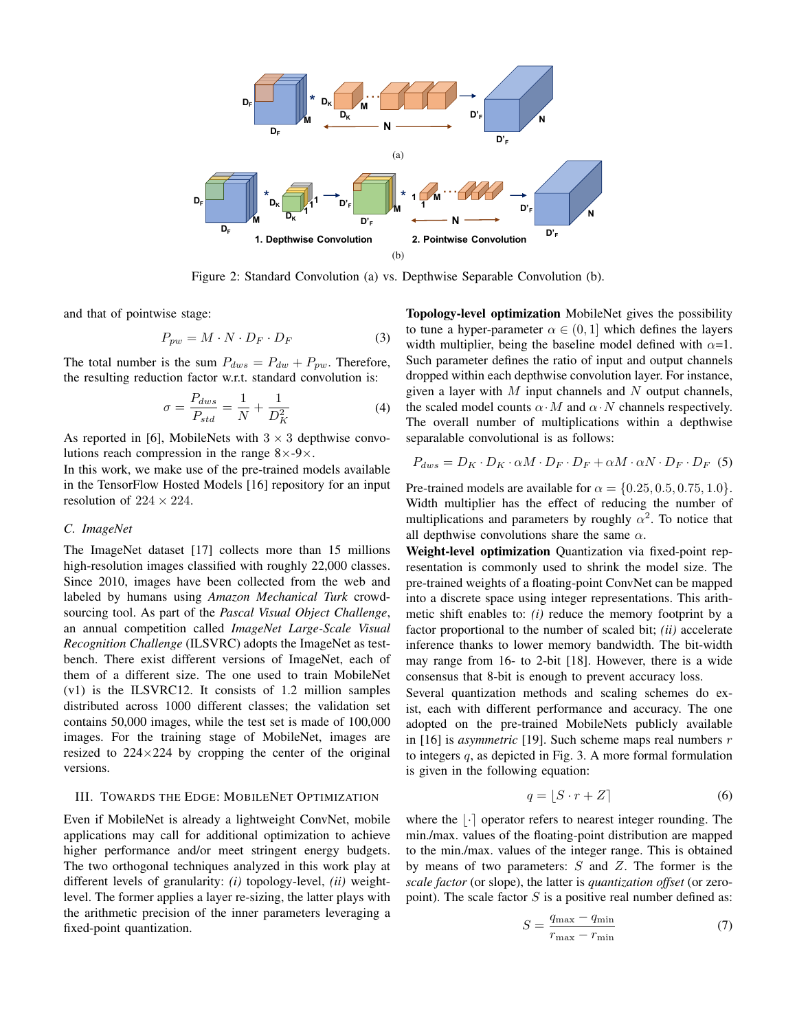Figure 2: Standard Convolution (a) vs. Depthwise Separable Convolution (b).

and that of pointwise stage:

$$P_{pw} = M \cdot N \cdot D_F \cdot D_F \tag{3}$$

The total number is the sum $P_{dws} = P_{dw} + P_{pw}$. Therefore, the resulting reduction factor w.r.t. standard convolution is:

$$\sigma = \frac{P_{dws}}{P_{std}} = \frac{1}{N} + \frac{1}{D_K^2} \tag{4}$$

As reported in [6], MobileNets with $3 \times 3$ depthwise convolutions reach compression in the range $8\times$-$9\times$.

In this work, we make use of the pre-trained models available in the TensorFlow Hosted Models [16] repository for an input resolution of $224 \times 224$.

### C. ImageNet

The ImageNet dataset [17] collects more than 15 millions high-resolution images classified with roughly 22,000 classes. Since 2010, images have been collected from the web and labeled by humans using *Amazon Mechanical Turk* crowd-sourcing tool. As part of the *Pascal Visual Object Challenge*, an annual competition called *ImageNet Large-Scale Visual Recognition Challenge* (ILSVRC) adopts the ImageNet as test-bench. There exist different versions of ImageNet, each of them of a different size. The one used to train MobileNet (v1) is the ILSVRC12. It consists of 1.2 million samples distributed across 1000 different classes; the validation set contains 50,000 images, while the test set is made of 100,000 images. For the training stage of MobileNet, images are resized to 224×224 by cropping the center of the original versions.

## III. Towards the Edge: MobileNet Optimization

Even if MobileNet is already a lightweight ConvNet, mobile applications may call for additional optimization to achieve higher performance and/or meet stringent energy budgets. The two orthogonal techniques analyzed in this work play at different levels of granularity: *(i)* topology-level, *(ii)* weight-level. The former applies a layer re-sizing, the latter plays with the arithmetic precision of the inner parameters leveraging a fixed-point quantization.

**Topology-level optimization** MobileNet gives the possibility to tune a hyper-parameter $\alpha \in (0, 1]$ which defines the layers width multiplier, being the baseline model defined with $\alpha$=1. Such parameter defines the ratio of input and output channels dropped within each depthwise convolution layer. For instance, given a layer with $M$ input channels and $N$ output channels, the scaled model counts $\alpha \cdot M$ and $\alpha \cdot N$ channels respectively. The overall number of multiplications within a depthwise separalable convolutional is as follows:

$$P_{dws} = D_K \cdot D_K \cdot \alpha M \cdot D_F \cdot D_F + \alpha M \cdot \alpha N \cdot D_F \cdot D_F \tag{5}$$

Pre-trained models are available for $\alpha = \{0.25, 0.5, 0.75, 1.0\}$. Width multiplier has the effect of reducing the number of multiplications and parameters by roughly $\alpha^2$. To notice that all depthwise convolutions share the same $\alpha$.

**Weight-level optimization** Quantization via fixed-point representation is commonly used to shrink the model size. The pre-trained weights of a floating-point ConvNet can be mapped into a discrete space using integer representations. This arithmetic shift enables to: *(i)* reduce the memory footprint by a factor proportional to the number of scaled bit; *(ii)* accelerate inference thanks to lower memory bandwidth. The bit-width may range from 16- to 2-bit [18]. However, there is a wide consensus that 8-bit is enough to prevent accuracy loss.

Several quantization methods and scaling schemes do exist, each with different performance and accuracy. The one adopted on the pre-trained MobileNets publicly available in [16] is *asymmetric* [19]. Such scheme maps real numbers $r$ to integers $q$, as depicted in Fig. 3. A more formal formulation is given in the following equation:

$$q = \lfloor S \cdot r + Z \rceil \tag{6}$$

where the $\lfloor \cdot \rceil$ operator refers to nearest integer rounding. The min./max. values of the floating-point distribution are mapped to the min./max. values of the integer range. This is obtained by means of two parameters: $S$ and $Z$. The former is the *scale factor* (or slope), the latter is *quantization offset* (or zero-point). The scale factor $S$ is a positive real number defined as:

$$S = \frac{q_{\max} - q_{\min}}{r_{\max} - r_{\min}} \tag{7}$$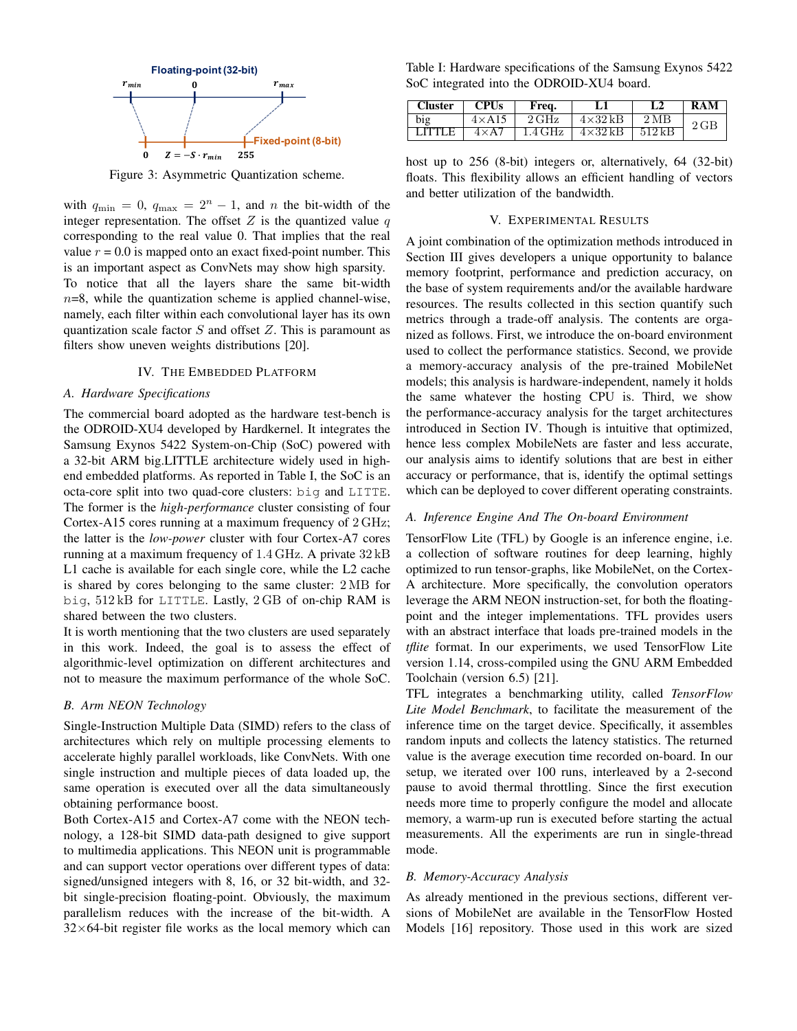Figure 3: Asymmetric Quantization scheme.

with $q_{\min} = 0$, $q_{\max} = 2^n - 1$, and $n$ the bit-width of the integer representation. The offset $Z$ is the quantized value $q$ corresponding to the real value 0. That implies that the real value $r = 0.0$ is mapped onto an exact fixed-point number. This is an important aspect as ConvNets may show high sparsity.
To notice that all the layers share the same bit-width $n$=8, while the quantization scheme is applied channel-wise, namely, each filter within each convolutional layer has its own quantization scale factor $S$ and offset $Z$. This is paramount as filters show uneven weights distributions [20].

## IV. The Embedded Platform

### A. Hardware Specifications

The commercial board adopted as the hardware test-bench is the ODROID-XU4 developed by Hardkernel. It integrates the Samsung Exynos 5422 System-on-Chip (SoC) powered with a 32-bit ARM big.LITTLE architecture widely used in high-end embedded platforms. As reported in Table I, the SoC is an octa-core split into two quad-core clusters: `big` and `LITTE`. The former is the *high-performance* cluster consisting of four Cortex-A15 cores running at a maximum frequency of 2 GHz; the latter is the *low-power* cluster with four Cortex-A7 cores running at a maximum frequency of 1.4 GHz. A private 32 kB L1 cache is available for each single core, while the L2 cache is shared by cores belonging to the same cluster: 2 MB for `big`, 512 kB for `LITTLE`. Lastly, 2 GB of on-chip RAM is shared between the two clusters.
It is worth mentioning that the two clusters are used separately in this work. Indeed, the goal is to assess the effect of algorithmic-level optimization on different architectures and not to measure the maximum performance of the whole SoC.

### B. Arm NEON Technology

Single-Instruction Multiple Data (SIMD) refers to the class of architectures which rely on multiple processing elements to accelerate highly parallel workloads, like ConvNets. With one single instruction and multiple pieces of data loaded up, the same operation is executed over all the data simultaneously obtaining performance boost.
Both Cortex-A15 and Cortex-A7 come with the NEON technology, a 128-bit SIMD data-path designed to give support to multimedia applications. This NEON unit is programmable and can support vector operations over different types of data: signed/unsigned integers with 8, 16, or 32 bit-width, and 32-bit single-precision floating-point. Obviously, the maximum parallelism reduces with the increase of the bit-width. A 32×64-bit register file works as the local memory which can host up to 256 (8-bit) integers or, alternatively, 64 (32-bit) floats. This flexibility allows an efficient handling of vectors and better utilization of the bandwidth.

Table I: Hardware specifications of the Samsung Exynos 5422 SoC integrated into the ODROID-XU4 board.

| Cluster | CPUs | Freq. | L1 | L2 | RAM |
|---|---|---|---|---|---|
| big | 4×A15 | 2 GHz | 4×32 kB | 2 MB | 2 GB |
| LITTLE | 4×A7 | 1.4 GHz | 4×32 kB | 512 kB | |

## V. Experimental Results

A joint combination of the optimization methods introduced in Section III gives developers a unique opportunity to balance memory footprint, performance and prediction accuracy, on the base of system requirements and/or the available hardware resources. The results collected in this section quantify such metrics through a trade-off analysis. The contents are organized as follows. First, we introduce the on-board environment used to collect the performance statistics. Second, we provide a memory-accuracy analysis of the pre-trained MobileNet models; this analysis is hardware-independent, namely it holds the same whatever the hosting CPU is. Third, we show the performance-accuracy analysis for the target architectures introduced in Section IV. Though is intuitive that optimized, hence less complex MobileNets are faster and less accurate, our analysis aims to identify solutions that are best in either accuracy or performance, that is, identify the optimal settings which can be deployed to cover different operating constraints.

### A. Inference Engine And The On-board Environment

TensorFlow Lite (TFL) by Google is an inference engine, i.e. a collection of software routines for deep learning, highly optimized to run tensor-graphs, like MobileNet, on the Cortex-A architecture. More specifically, the convolution operators leverage the ARM NEON instruction-set, for both the floating-point and the integer implementations. TFL provides users with an abstract interface that loads pre-trained models in the *tflite* format. In our experiments, we used TensorFlow Lite version 1.14, cross-compiled using the GNU ARM Embedded Toolchain (version 6.5) [21].
TFL integrates a benchmarking utility, called *TensorFlow Lite Model Benchmark*, to facilitate the measurement of the inference time on the target device. Specifically, it assembles random inputs and collects the latency statistics. The returned value is the average execution time recorded on-board. In our setup, we iterated over 100 runs, interleaved by a 2-second pause to avoid thermal throttling. Since the first execution needs more time to properly configure the model and allocate memory, a warm-up run is executed before starting the actual measurements. All the experiments are run in single-thread mode.

### B. Memory-Accuracy Analysis

As already mentioned in the previous sections, different versions of MobileNet are available in the TensorFlow Hosted Models [16] repository. Those used in this work are sized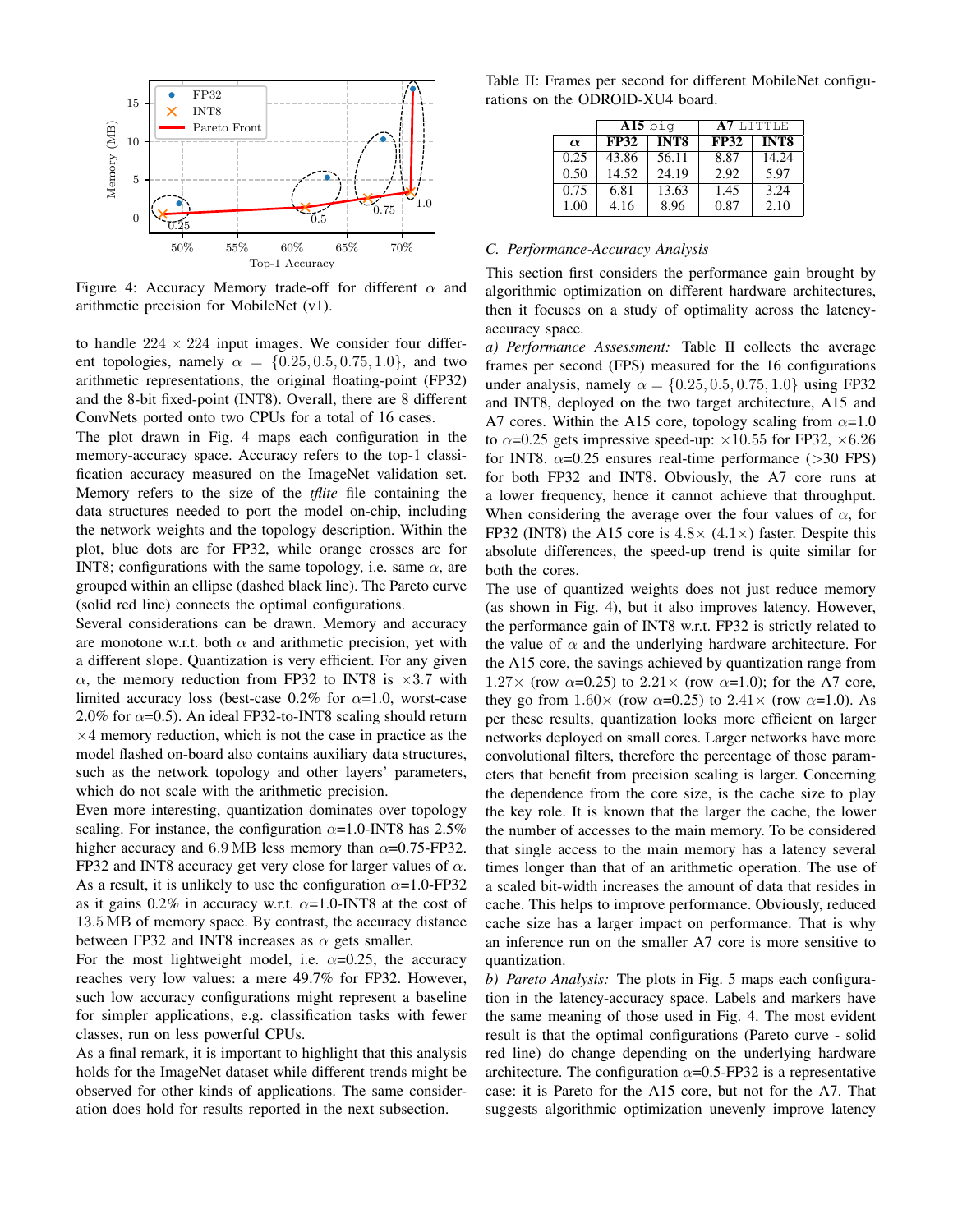Figure 4: Accuracy Memory trade-off for different $\alpha$ and arithmetic precision for MobileNet (v1).

to handle $224 \times 224$ input images. We consider four different topologies, namely $\alpha = \{0.25, 0.5, 0.75, 1.0\}$, and two arithmetic representations, the original floating-point (FP32) and the 8-bit fixed-point (INT8). Overall, there are 8 different ConvNets ported onto two CPUs for a total of 16 cases.

The plot drawn in Fig. 4 maps each configuration in the memory-accuracy space. Accuracy refers to the top-1 classification accuracy measured on the ImageNet validation set. Memory refers to the size of the *tflite* file containing the data structures needed to port the model on-chip, including the network weights and the topology description. Within the plot, blue dots are for FP32, while orange crosses are for INT8; configurations with the same topology, i.e. same $\alpha$, are grouped within an ellipse (dashed black line). The Pareto curve (solid red line) connects the optimal configurations.

Several considerations can be drawn. Memory and accuracy are monotone w.r.t. both $\alpha$ and arithmetic precision, yet with a different slope. Quantization is very efficient. For any given $\alpha$, the memory reduction from FP32 to INT8 is $\times 3.7$ with limited accuracy loss (best-case 0.2% for $\alpha$=1.0, worst-case 2.0% for $\alpha$=0.5). An ideal FP32-to-INT8 scaling should return $\times 4$ memory reduction, which is not the case in practice as the model flashed on-board also contains auxiliary data structures, such as the network topology and other layers' parameters, which do not scale with the arithmetic precision.

Even more interesting, quantization dominates over topology scaling. For instance, the configuration $\alpha$=1.0-INT8 has 2.5% higher accuracy and 6.9 MB less memory than $\alpha$=0.75-FP32. FP32 and INT8 accuracy get very close for larger values of $\alpha$. As a result, it is unlikely to use the configuration $\alpha$=1.0-FP32 as it gains 0.2% in accuracy w.r.t. $\alpha$=1.0-INT8 at the cost of 13.5 MB of memory space. By contrast, the accuracy distance between FP32 and INT8 increases as $\alpha$ gets smaller.

For the most lightweight model, i.e. $\alpha$=0.25, the accuracy reaches very low values: a mere 49.7% for FP32. However, such low accuracy configurations might represent a baseline for simpler applications, e.g. classification tasks with fewer classes, run on less powerful CPUs.

As a final remark, it is important to highlight that this analysis holds for the ImageNet dataset while different trends might be observed for other kinds of applications. The same consideration does hold for results reported in the next subsection.

Table II: Frames per second for different MobileNet configurations on the ODROID-XU4 board.

| | A15 big | | A7 LITTLE | |
|---|---|---|---|---|
| $\alpha$ | FP32 | INT8 | FP32 | INT8 |
| 0.25 | 43.86 | 56.11 | 8.87 | 14.24 |
| 0.50 | 14.52 | 24.19 | 2.92 | 5.97 |
| 0.75 | 6.81 | 13.63 | 1.45 | 3.24 |
| 1.00 | 4.16 | 8.96 | 0.87 | 2.10 |

### C. Performance-Accuracy Analysis

This section first considers the performance gain brought by algorithmic optimization on different hardware architectures, then it focuses on a study of optimality across the latency-accuracy space.

*a) Performance Assessment:* Table II collects the average frames per second (FPS) measured for the 16 configurations under analysis, namely $\alpha = \{0.25, 0.5, 0.75, 1.0\}$ using FP32 and INT8, deployed on the two target architecture, A15 and A7 cores. Within the A15 core, topology scaling from $\alpha$=1.0 to $\alpha$=0.25 gets impressive speed-up: $\times 10.55$ for FP32, $\times 6.26$ for INT8. $\alpha$=0.25 ensures real-time performance (>30 FPS) for both FP32 and INT8. Obviously, the A7 core runs at a lower frequency, hence it cannot achieve that throughput. When considering the average over the four values of $\alpha$, for FP32 (INT8) the A15 core is $4.8\times$ $(4.1\times)$ faster. Despite this absolute differences, the speed-up trend is quite similar for both the cores.

The use of quantized weights does not just reduce memory (as shown in Fig. 4), but it also improves latency. However, the performance gain of INT8 w.r.t. FP32 is strictly related to the value of $\alpha$ and the underlying hardware architecture. For the A15 core, the savings achieved by quantization range from $1.27\times$ (row $\alpha$=0.25) to $2.21\times$ (row $\alpha$=1.0); for the A7 core, they go from $1.60\times$ (row $\alpha$=0.25) to $2.41\times$ (row $\alpha$=1.0). As per these results, quantization looks more efficient on larger networks deployed on small cores. Larger networks have more convolutional filters, therefore the percentage of those parameters that benefit from precision scaling is larger. Concerning the dependence from the core size, is the cache size to play the key role. It is known that the larger the cache, the lower the number of accesses to the main memory. To be considered that single access to the main memory has a latency several times longer than that of an arithmetic operation. The use of a scaled bit-width increases the amount of data that resides in cache. This helps to improve performance. Obviously, reduced cache size has a larger impact on performance. That is why an inference run on the smaller A7 core is more sensitive to quantization.

*b) Pareto Analysis:* The plots in Fig. 5 maps each configuration in the latency-accuracy space. Labels and markers have the same meaning of those used in Fig. 4. The most evident result is that the optimal configurations (Pareto curve - solid red line) do change depending on the underlying hardware architecture. The configuration $\alpha$=0.5-FP32 is a representative case: it is Pareto for the A15 core, but not for the A7. That suggests algorithmic optimization unevenly improve latency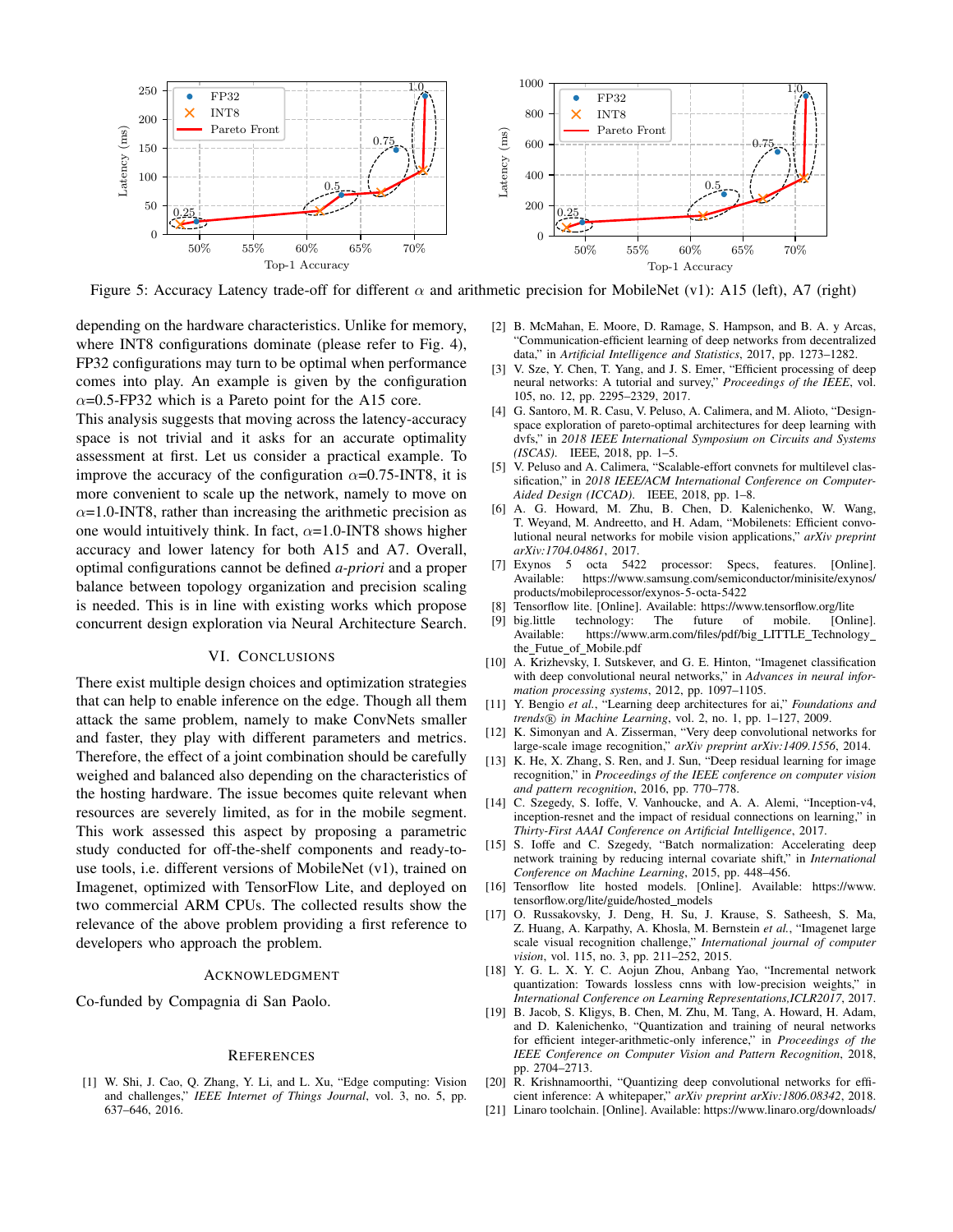250
200
150
100
50
0
Latency (ms)
FP32
INT8
Pareto Front
0.25
0.5
0.75
1.0
50%
55%
60%
65%
70%
Top-1 Accuracy

1000
800
600
400
200
0
Latency (ms)
FP32
INT8
Pareto Front
0.25
0.5
0.75
1.0
50%
55%
60%
65%
70%
Top-1 Accuracy

Figure 5: Accuracy Latency trade-off for different $\alpha$ and arithmetic precision for MobileNet (v1): A15 (left), A7 (right)

depending on the hardware characteristics. Unlike for memory, where INT8 configurations dominate (please refer to Fig. 4), FP32 configurations may turn to be optimal when performance comes into play. An example is given by the configuration $\alpha$=0.5-FP32 which is a Pareto point for the A15 core.
This analysis suggests that moving across the latency-accuracy space is not trivial and it asks for an accurate optimality assessment at first. Let us consider a practical example. To improve the accuracy of the configuration $\alpha$=0.75-INT8, it is more convenient to scale up the network, namely to move on $\alpha$=1.0-INT8, rather than increasing the arithmetic precision as one would intuitively think. In fact, $\alpha$=1.0-INT8 shows higher accuracy and lower latency for both A15 and A7. Overall, optimal configurations cannot be defined *a-priori* and a proper balance between topology organization and precision scaling is needed. This is in line with existing works which propose concurrent design exploration via Neural Architecture Search.

## VI. Conclusions

There exist multiple design choices and optimization strategies that can help to enable inference on the edge. Though all them attack the same problem, namely to make ConvNets smaller and faster, they play with different parameters and metrics. Therefore, the effect of a joint combination should be carefully weighed and balanced also depending on the characteristics of the hosting hardware. The issue becomes quite relevant when resources are severely limited, as for in the mobile segment. This work assessed this aspect by proposing a parametric study conducted for off-the-shelf components and ready-to-use tools, i.e. different versions of MobileNet (v1), trained on Imagenet, optimized with TensorFlow Lite, and deployed on two commercial ARM CPUs. The collected results show the relevance of the above problem providing a first reference to developers who approach the problem.

## Acknowledgment

Co-funded by Compagnia di San Paolo.

## References

[1] W. Shi, J. Cao, Q. Zhang, Y. Li, and L. Xu, "Edge computing: Vision and challenges," *IEEE Internet of Things Journal*, vol. 3, no. 5, pp. 637–646, 2016.

[2] B. McMahan, E. Moore, D. Ramage, S. Hampson, and B. A. y Arcas, "Communication-efficient learning of deep networks from decentralized data," in *Artificial Intelligence and Statistics*, 2017, pp. 1273–1282.

[3] V. Sze, Y. Chen, T. Yang, and J. S. Emer, "Efficient processing of deep neural networks: A tutorial and survey," *Proceedings of the IEEE*, vol. 105, no. 12, pp. 2295–2329, 2017.

[4] G. Santoro, M. R. Casu, V. Peluso, A. Calimera, and M. Alioto, "Design-space exploration of pareto-optimal architectures for deep learning with dvfs," in *2018 IEEE International Symposium on Circuits and Systems (ISCAS)*. IEEE, 2018, pp. 1–5.

[5] V. Peluso and A. Calimera, "Scalable-effort convnets for multilevel classification," in *2018 IEEE/ACM International Conference on Computer-Aided Design (ICCAD)*. IEEE, 2018, pp. 1–8.

[6] A. G. Howard, M. Zhu, B. Chen, D. Kalenichenko, W. Wang, T. Weyand, M. Andreetto, and H. Adam, "Mobilenets: Efficient convolutional neural networks for mobile vision applications," *arXiv preprint arXiv:1704.04861*, 2017.

[7] Exynos 5 octa 5422 processor: Specs, features. [Online]. Available: https://www.samsung.com/semiconductor/minisite/exynos/products/mobileprocessor/exynos-5-octa-5422

[8] Tensorflow lite. [Online]. Available: https://www.tensorflow.org/lite

[9] big.little technology: The future of mobile. [Online]. Available: https://www.arm.com/files/pdf/big_LITTLE_Technology_the_Futue_of_Mobile.pdf

[10] A. Krizhevsky, I. Sutskever, and G. E. Hinton, "Imagenet classification with deep convolutional neural networks," in *Advances in neural information processing systems*, 2012, pp. 1097–1105.

[11] Y. Bengio *et al.*, "Learning deep architectures for ai," *Foundations and trends® in Machine Learning*, vol. 2, no. 1, pp. 1–127, 2009.

[12] K. Simonyan and A. Zisserman, "Very deep convolutional networks for large-scale image recognition," *arXiv preprint arXiv:1409.1556*, 2014.

[13] K. He, X. Zhang, S. Ren, and J. Sun, "Deep residual learning for image recognition," in *Proceedings of the IEEE conference on computer vision and pattern recognition*, 2016, pp. 770–778.

[14] C. Szegedy, S. Ioffe, V. Vanhoucke, and A. A. Alemi, "Inception-v4, inception-resnet and the impact of residual connections on learning," in *Thirty-First AAAI Conference on Artificial Intelligence*, 2017.

[15] S. Ioffe and C. Szegedy, "Batch normalization: Accelerating deep network training by reducing internal covariate shift," in *International Conference on Machine Learning*, 2015, pp. 448–456.

[16] Tensorflow lite hosted models. [Online]. Available: https://www.tensorflow.org/lite/guide/hosted_models

[17] O. Russakovsky, J. Deng, H. Su, J. Krause, S. Satheesh, S. Ma, Z. Huang, A. Karpathy, A. Khosla, M. Bernstein *et al.*, "Imagenet large scale visual recognition challenge," *International journal of computer vision*, vol. 115, no. 3, pp. 211–252, 2015.

[18] Y. G. L. X. Y. C. Aojun Zhou, Anbang Yao, "Incremental network quantization: Towards lossless cnns with low-precision weights," in *International Conference on Learning Representations,ICLR2017*, 2017.

[19] B. Jacob, S. Kligys, B. Chen, M. Zhu, M. Tang, A. Howard, H. Adam, and D. Kalenichenko, "Quantization and training of neural networks for efficient integer-arithmetic-only inference," in *Proceedings of the IEEE Conference on Computer Vision and Pattern Recognition*, 2018, pp. 2704–2713.

[20] R. Krishnamoorthi, "Quantizing deep convolutional networks for efficient inference: A whitepaper," *arXiv preprint arXiv:1806.08342*, 2018.

[21] Linaro toolchain. [Online]. Available: https://www.linaro.org/downloads/